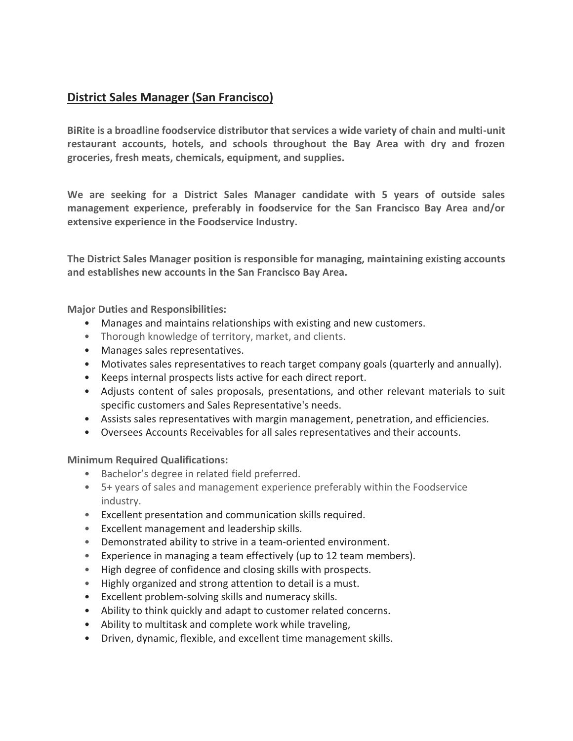# District Sales Manager (San Francisco)

**BiRite is a broadline foodservice distributor that services a wide variety of chain and multi-unit restaurant accounts, hotels, and schools throughout the Bay Area with dry and frozen groceries, fresh meats, chemicals, equipment, and supplies.**

**We are seeking for a District Sales Manager candidate with 5 years of outside sales management experience, preferably in foodservice for the San Francisco Bay Area and/or extensive experience in the Foodservice Industry.**

**The District Sales Manager position is responsible for managing, maintaining existing accounts and establishes new accounts in the San Francisco Bay Area.**

**Major Duties and Responsibilities:**

- Manages and maintains relationships with existing and new customers.
- Thorough knowledge of territory, market, and clients.
- Manages sales representatives.
- Motivates sales representatives to reach target company goals (quarterly and annually).
- Keeps internal prospects lists active for each direct report.
- Adjusts content of sales proposals, presentations, and other relevant materials to suit specific customers and Sales Representative's needs.
- Assists sales representatives with margin management, penetration, and efficiencies.
- Oversees Accounts Receivables for all sales representatives and their accounts.

**Minimum Required Qualifications:**

- Bachelor's degree in related field preferred.
- 5+ years of sales and management experience preferably within the Foodservice industry.
- Excellent presentation and communication skills required.
- Excellent management and leadership skills.
- Demonstrated ability to strive in a team-oriented environment.
- Experience in managing a team effectively (up to 12 team members).
- High degree of confidence and closing skills with prospects.
- Highly organized and strong attention to detail is a must.
- Excellent problem-solving skills and numeracy skills.
- Ability to think quickly and adapt to customer related concerns.
- Ability to multitask and complete work while traveling,
- Driven, dynamic, flexible, and excellent time management skills.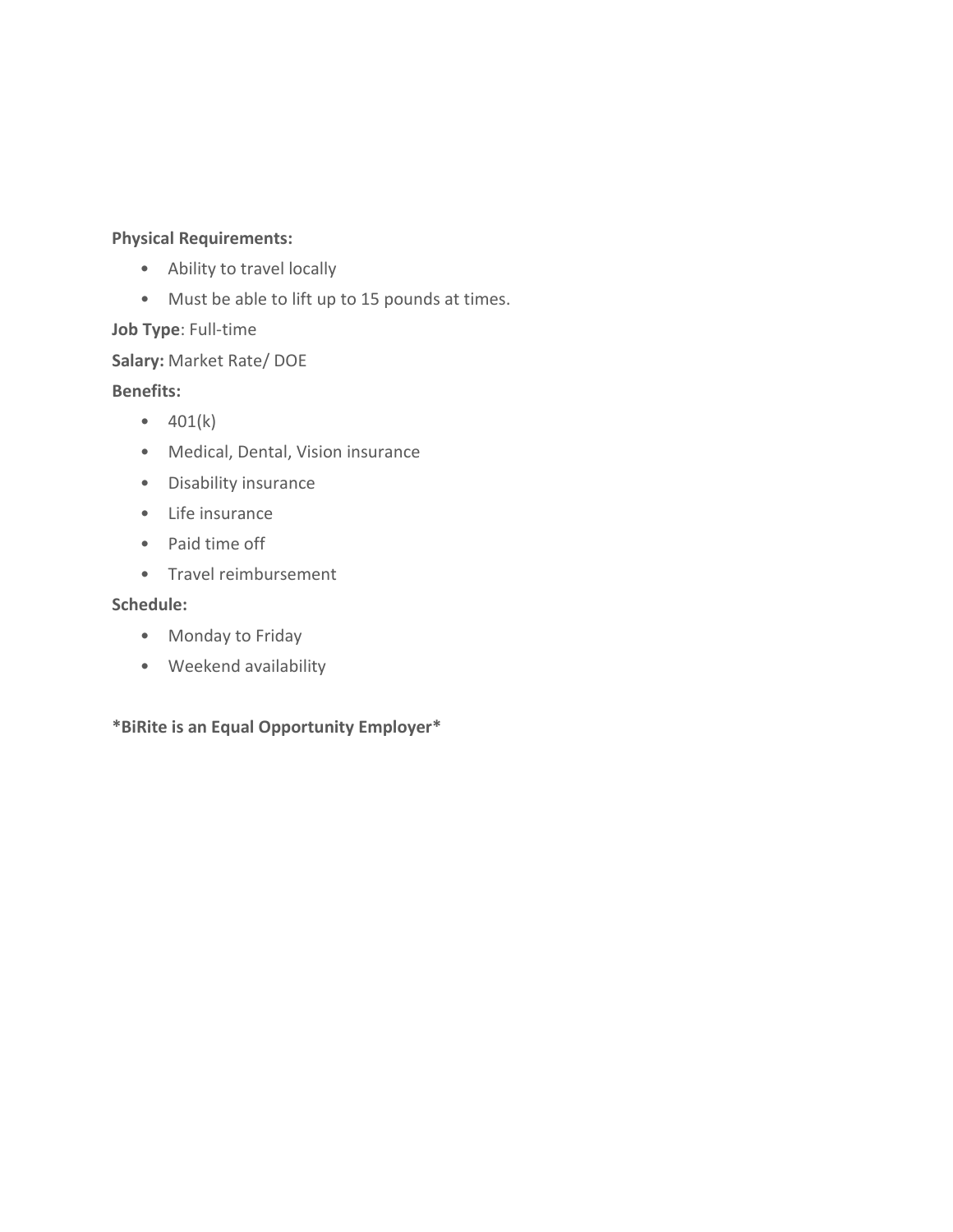**Physical Requirements:**

- Ability to travel locally
- Must be able to lift up to 15 pounds at times.

**Job Type**: Full-time

**Salary:** Market Rate/ DOE

**Benefits:**

- 401(k)
- Medical, Dental, Vision insurance
- Disability insurance
- Life insurance
- Paid time off
- Travel reimbursement

**Schedule:**

- Monday to Friday
- Weekend availability

**\*BiRite is an Equal Opportunity Employer\***